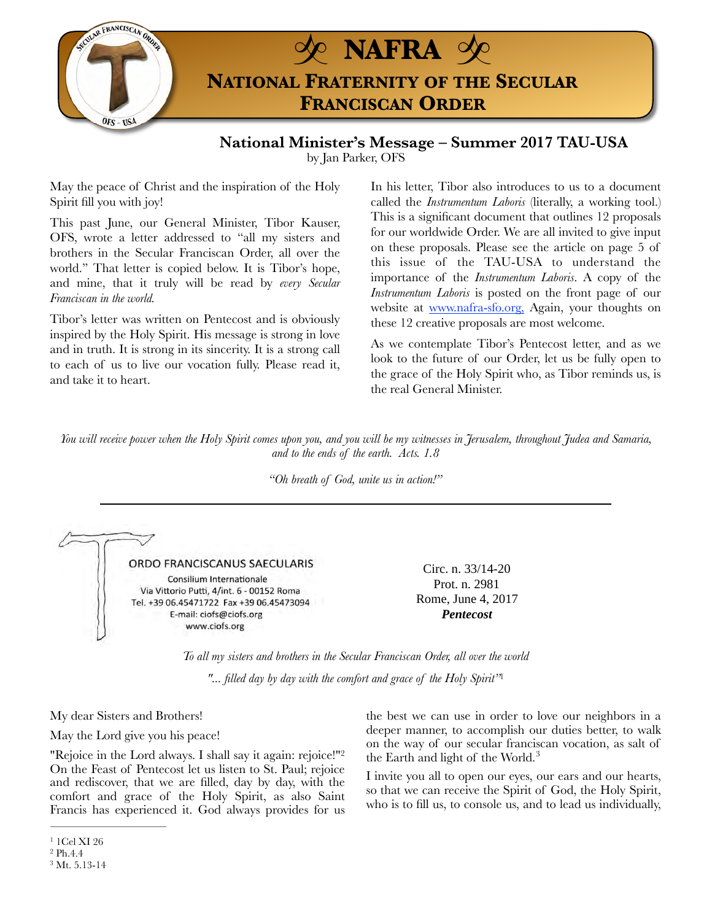# NAFRA

## National Fraternity of the Secular Franciscan Order

### National Minister's Message – Summer 2017 TAU-USA

by Jan Parker, OFS

May the peace of Christ and the inspiration of the Holy Spirit fill you with joy!

This past June, our General Minister, Tibor Kauser, OFS, wrote a letter addressed to "all my sisters and brothers in the Secular Franciscan Order, all over the world." That letter is copied below. It is Tibor's hope, and mine, that it truly will be read by *every Secular Franciscan in the world.*

Tibor's letter was written on Pentecost and is obviously inspired by the Holy Spirit. His message is strong in love and in truth. It is strong in its sincerity. It is a strong call to each of us to live our vocation fully. Please read it, and take it to heart.

In his letter, Tibor also introduces to us to a document called the *Instrumentum Laboris* (literally, a working tool.) This is a significant document that outlines 12 proposals for our worldwide Order. We are all invited to give input on these proposals. Please see the article on page 5 of this issue of the TAU-USA to understand the importance of the *Instrumentum Laboris*. A copy of the *Instrumentum Laboris* is posted on the front page of our website at www.nafra-sfo.org, Again, your thoughts on these 12 creative proposals are most welcome.

As we contemplate Tibor's Pentecost letter, and as we look to the future of our Order, let us be fully open to the grace of the Holy Spirit who, as Tibor reminds us, is the real General Minister.

*You will receive power when the Holy Spirit comes upon you, and you will be my witnesses in Jerusalem, throughout Judea and Samaria, and to the ends of the earth. Acts. 1.8*

*"Oh breath of God, unite us in action!"*

---

ORDO FRANCISCANUS SAECULARIS
Consilium Internationale
Via Vittorio Putti, 4/int. 6 - 00152 Roma
Tel. +39 06.45471722 Fax +39 06.45473094
E-mail: ciofs@ciofs.org
www.ciofs.org

Circ. n. 33/14-20
Prot. n. 2981
Rome, June 4, 2017
***Pentecost***

*To all my sisters and brothers in the Secular Franciscan Order, all over the world*

*"... filled day by day with the comfort and grace of the Holy Spirit"*[1]

My dear Sisters and Brothers!

May the Lord give you his peace!

"Rejoice in the Lord always. I shall say it again: rejoice!"[2] On the Feast of Pentecost let us listen to St. Paul; rejoice and rediscover, that we are filled, day by day, with the comfort and grace of the Holy Spirit, as also Saint Francis has experienced it. God always provides for us the best we can use in order to love our neighbors in a deeper manner, to accomplish our duties better, to walk on the way of our secular franciscan vocation, as salt of the Earth and light of the World.[3]

I invite you all to open our eyes, our ears and our hearts, so that we can receive the Spirit of God, the Holy Spirit, who is to fill us, to console us, and to lead us individually,

---

[1] 1Cel XI 26
[2] Ph.4.4
[3] Mt. 5.13-14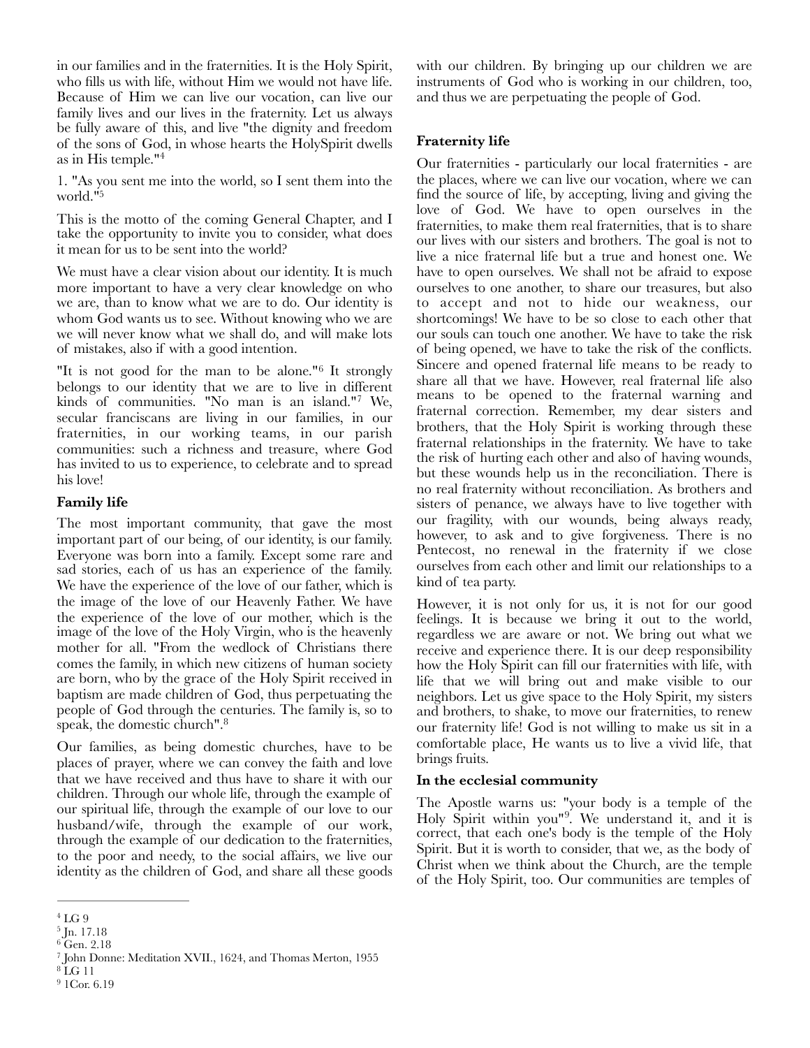in our families and in the fraternities. It is the Holy Spirit, who fills us with life, without Him we would not have life. Because of Him we can live our vocation, can live our family lives and our lives in the fraternity. Let us always be fully aware of this, and live "the dignity and freedom of the sons of God, in whose hearts the HolySpirit dwells as in His temple."[4]

1. "As you sent me into the world, so I sent them into the world."[5]

This is the motto of the coming General Chapter, and I take the opportunity to invite you to consider, what does it mean for us to be sent into the world?

We must have a clear vision about our identity. It is much more important to have a very clear knowledge on who we are, than to know what we are to do. Our identity is whom God wants us to see. Without knowing who we are we will never know what we shall do, and will make lots of mistakes, also if with a good intention.

"It is not good for the man to be alone."[6] It strongly belongs to our identity that we are to live in different kinds of communities. "No man is an island."[7] We, secular franciscans are living in our families, in our fraternities, in our working teams, in our parish communities: such a richness and treasure, where God has invited to us to experience, to celebrate and to spread his love!

**Family life**

The most important community, that gave the most important part of our being, of our identity, is our family. Everyone was born into a family. Except some rare and sad stories, each of us has an experience of the family. We have the experience of the love of our father, which is the image of the love of our Heavenly Father. We have the experience of the love of our mother, which is the image of the love of the Holy Virgin, who is the heavenly mother for all. "From the wedlock of Christians there comes the family, in which new citizens of human society are born, who by the grace of the Holy Spirit received in baptism are made children of God, thus perpetuating the people of God through the centuries. The family is, so to speak, the domestic church".[8]

Our families, as being domestic churches, have to be places of prayer, where we can convey the faith and love that we have received and thus have to share it with our children. Through our whole life, through the example of our spiritual life, through the example of our love to our husband/wife, through the example of our work, through the example of our dedication to the fraternities, to the poor and needy, to the social affairs, we live our identity as the children of God, and share all these goods with our children. By bringing up our children we are instruments of God who is working in our children, too, and thus we are perpetuating the people of God.

**Fraternity life**

Our fraternities - particularly our local fraternities - are the places, where we can live our vocation, where we can find the source of life, by accepting, living and giving the love of God. We have to open ourselves in the fraternities, to make them real fraternities, that is to share our lives with our sisters and brothers. The goal is not to live a nice fraternal life but a true and honest one. We have to open ourselves. We shall not be afraid to expose ourselves to one another, to share our treasures, but also to accept and not to hide our weakness, our shortcomings! We have to be so close to each other that our souls can touch one another. We have to take the risk of being opened, we have to take the risk of the conflicts. Sincere and opened fraternal life means to be ready to share all that we have. However, real fraternal life also means to be opened to the fraternal warning and fraternal correction. Remember, my dear sisters and brothers, that the Holy Spirit is working through these fraternal relationships in the fraternity. We have to take the risk of hurting each other and also of having wounds, but these wounds help us in the reconciliation. There is no real fraternity without reconciliation. As brothers and sisters of penance, we always have to live together with our fragility, with our wounds, being always ready, however, to ask and to give forgiveness. There is no Pentecost, no renewal in the fraternity if we close ourselves from each other and limit our relationships to a kind of tea party.

However, it is not only for us, it is not for our good feelings. It is because we bring it out to the world, regardless we are aware or not. We bring out what we receive and experience there. It is our deep responsibility how the Holy Spirit can fill our fraternities with life, with life that we will bring out and make visible to our neighbors. Let us give space to the Holy Spirit, my sisters and brothers, to shake, to move our fraternities, to renew our fraternity life! God is not willing to make us sit in a comfortable place, He wants us to live a vivid life, that brings fruits.

**In the ecclesial community**

The Apostle warns us: "your body is a temple of the Holy Spirit within you"[9]. We understand it, and it is correct, that each one's body is the temple of the Holy Spirit. But it is worth to consider, that we, as the body of Christ when we think about the Church, are the temple of the Holy Spirit, too. Our communities are temples of

---

[4] LG 9

[5] Jn. 17.18

[6] Gen. 2.18

[7] John Donne: Meditation XVII., 1624, and Thomas Merton, 1955

[8] LG 11

[9] 1Cor. 6.19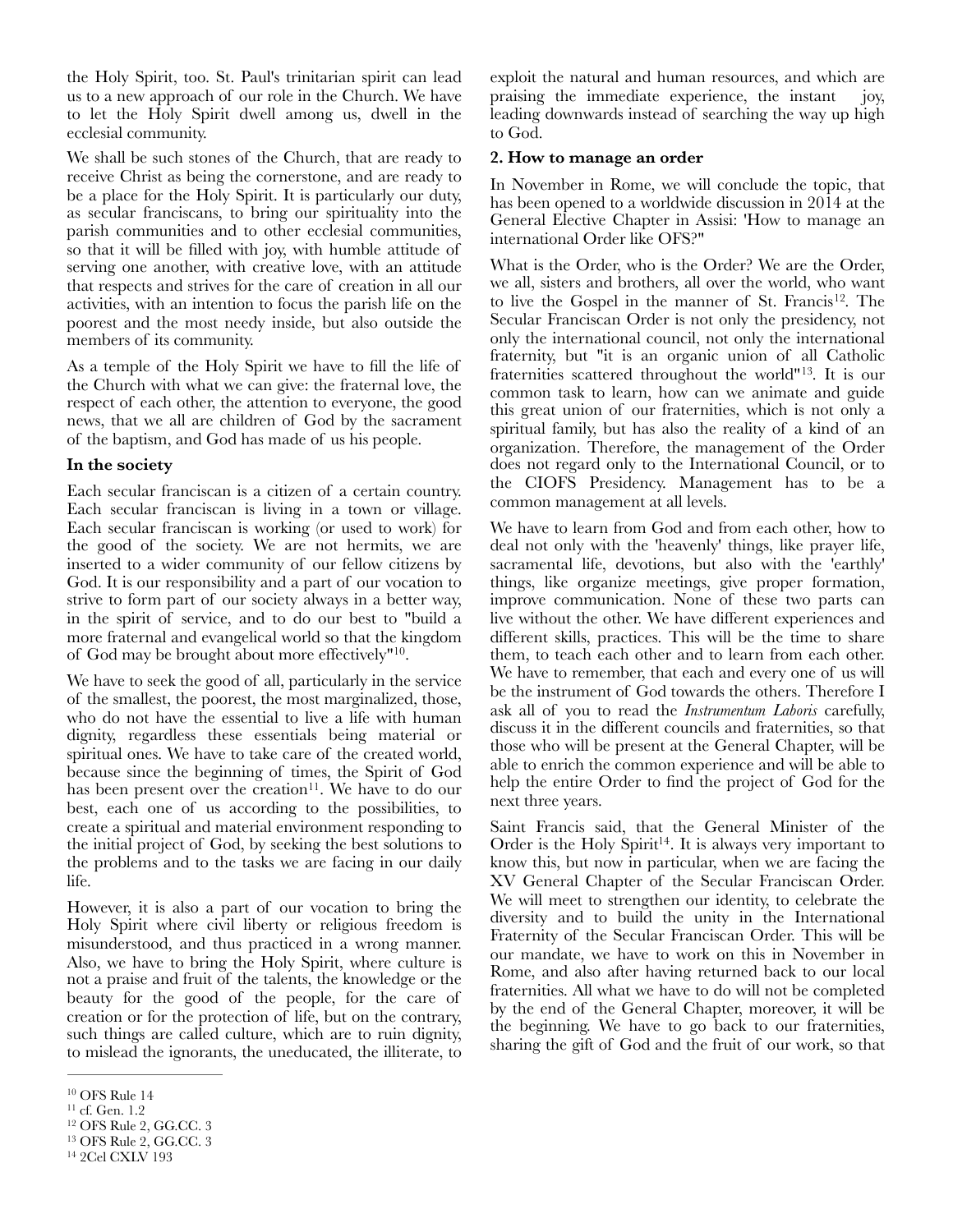the Holy Spirit, too. St. Paul's trinitarian spirit can lead us to a new approach of our role in the Church. We have to let the Holy Spirit dwell among us, dwell in the ecclesial community.

We shall be such stones of the Church, that are ready to receive Christ as being the cornerstone, and are ready to be a place for the Holy Spirit. It is particularly our duty, as secular franciscans, to bring our spirituality into the parish communities and to other ecclesial communities, so that it will be filled with joy, with humble attitude of serving one another, with creative love, with an attitude that respects and strives for the care of creation in all our activities, with an intention to focus the parish life on the poorest and the most needy inside, but also outside the members of its community.

As a temple of the Holy Spirit we have to fill the life of the Church with what we can give: the fraternal love, the respect of each other, the attention to everyone, the good news, that we all are children of God by the sacrament of the baptism, and God has made of us his people.

**In the society**

Each secular franciscan is a citizen of a certain country. Each secular franciscan is living in a town or village. Each secular franciscan is working (or used to work) for the good of the society. We are not hermits, we are inserted to a wider community of our fellow citizens by God. It is our responsibility and a part of our vocation to strive to form part of our society always in a better way, in the spirit of service, and to do our best to "build a more fraternal and evangelical world so that the kingdom of God may be brought about more effectively"[10].

We have to seek the good of all, particularly in the service of the smallest, the poorest, the most marginalized, those, who do not have the essential to live a life with human dignity, regardless these essentials being material or spiritual ones. We have to take care of the created world, because since the beginning of times, the Spirit of God has been present over the creation[11]. We have to do our best, each one of us according to the possibilities, to create a spiritual and material environment responding to the initial project of God, by seeking the best solutions to the problems and to the tasks we are facing in our daily life.

However, it is also a part of our vocation to bring the Holy Spirit where civil liberty or religious freedom is misunderstood, and thus practiced in a wrong manner. Also, we have to bring the Holy Spirit, where culture is not a praise and fruit of the talents, the knowledge or the beauty for the good of the people, for the care of creation or for the protection of life, but on the contrary, such things are called culture, which are to ruin dignity, to mislead the ignorants, the uneducated, the illiterate, to exploit the natural and human resources, and which are praising the immediate experience, the instant joy, leading downwards instead of searching the way up high to God.

**2. How to manage an order**

In November in Rome, we will conclude the topic, that has been opened to a worldwide discussion in 2014 at the General Elective Chapter in Assisi: 'How to manage an international Order like OFS?"

What is the Order, who is the Order? We are the Order, we all, sisters and brothers, all over the world, who want to live the Gospel in the manner of St. Francis[12]. The Secular Franciscan Order is not only the presidency, not only the international council, not only the international fraternity, but "it is an organic union of all Catholic fraternities scattered throughout the world"[13]. It is our common task to learn, how can we animate and guide this great union of our fraternities, which is not only a spiritual family, but has also the reality of a kind of an organization. Therefore, the management of the Order does not regard only to the International Council, or to the CIOFS Presidency. Management has to be a common management at all levels.

We have to learn from God and from each other, how to deal not only with the 'heavenly' things, like prayer life, sacramental life, devotions, but also with the 'earthly' things, like organize meetings, give proper formation, improve communication. None of these two parts can live without the other. We have different experiences and different skills, practices. This will be the time to share them, to teach each other and to learn from each other. We have to remember, that each and every one of us will be the instrument of God towards the others. Therefore I ask all of you to read the *Instrumentum Laboris* carefully, discuss it in the different councils and fraternities, so that those who will be present at the General Chapter, will be able to enrich the common experience and will be able to help the entire Order to find the project of God for the next three years.

Saint Francis said, that the General Minister of the Order is the Holy Spirit[14]. It is always very important to know this, but now in particular, when we are facing the XV General Chapter of the Secular Franciscan Order. We will meet to strengthen our identity, to celebrate the diversity and to build the unity in the International Fraternity of the Secular Franciscan Order. This will be our mandate, we have to work on this in November in Rome, and also after having returned back to our local fraternities. All what we have to do will not be completed by the end of the General Chapter, moreover, it will be the beginning. We have to go back to our fraternities, sharing the gift of God and the fruit of our work, so that

---

[10] OFS Rule 14
[11] cf. Gen. 1.2
[12] OFS Rule 2, GG.CC. 3
[13] OFS Rule 2, GG.CC. 3
[14] 2Cel CXLV 193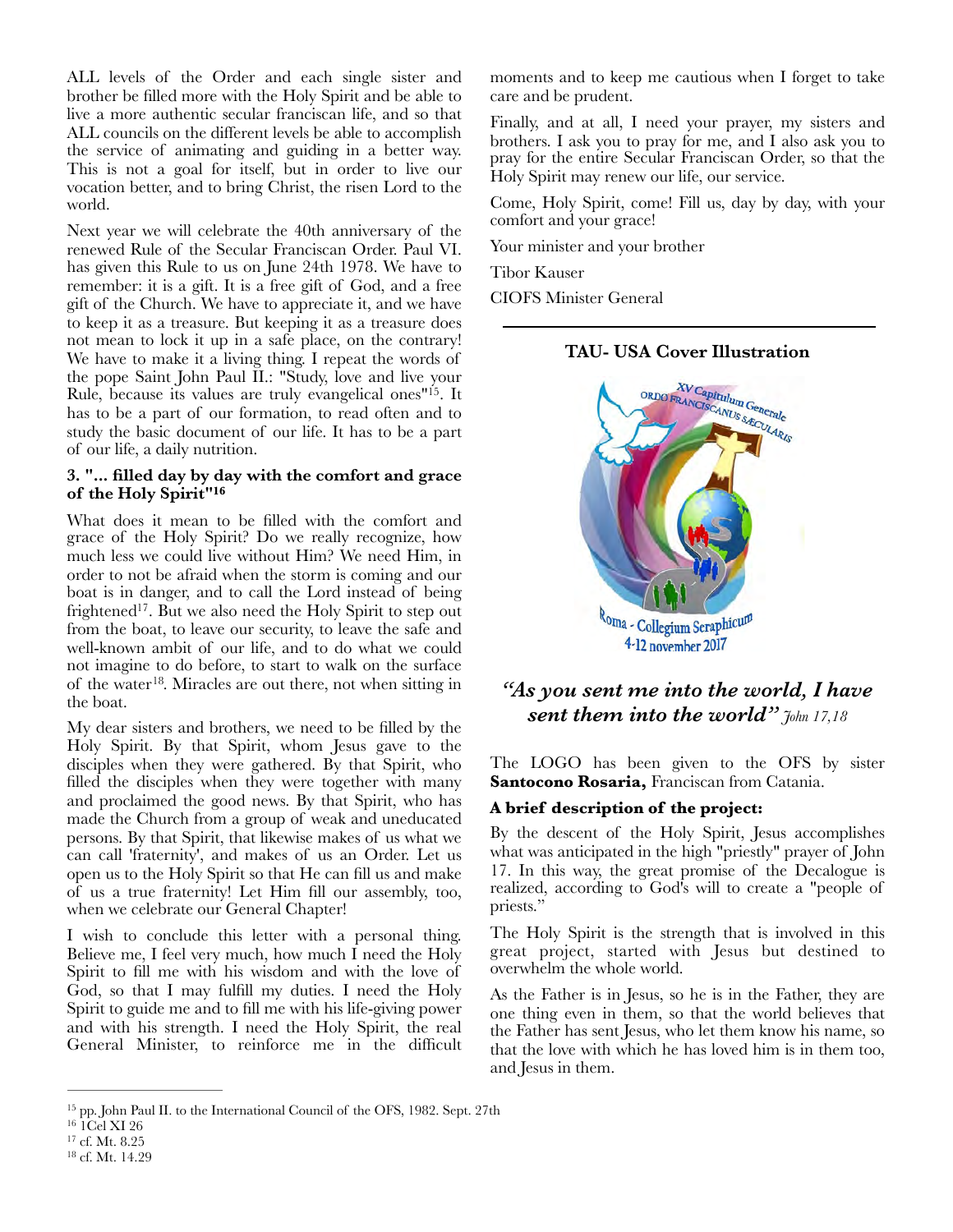ALL levels of the Order and each single sister and brother be filled more with the Holy Spirit and be able to live a more authentic secular franciscan life, and so that ALL councils on the different levels be able to accomplish the service of animating and guiding in a better way. This is not a goal for itself, but in order to live our vocation better, and to bring Christ, the risen Lord to the world.

Next year we will celebrate the 40th anniversary of the renewed Rule of the Secular Franciscan Order. Paul VI. has given this Rule to us on June 24th 1978. We have to remember: it is a gift. It is a free gift of God, and a free gift of the Church. We have to appreciate it, and we have to keep it as a treasure. But keeping it as a treasure does not mean to lock it up in a safe place, on the contrary! We have to make it a living thing. I repeat the words of the pope Saint John Paul II.: "Study, love and live your Rule, because its values are truly evangelical ones"[15]. It has to be a part of our formation, to read often and to study the basic document of our life. It has to be a part of our life, a daily nutrition.

### 3. "... filled day by day with the comfort and grace of the Holy Spirit"[16]

What does it mean to be filled with the comfort and grace of the Holy Spirit? Do we really recognize, how much less we could live without Him? We need Him, in order to not be afraid when the storm is coming and our boat is in danger, and to call the Lord instead of being frightened[17]. But we also need the Holy Spirit to step out from the boat, to leave our security, to leave the safe and well-known ambit of our life, and to do what we could not imagine to do before, to start to walk on the surface of the water[18]. Miracles are out there, not when sitting in the boat.

My dear sisters and brothers, we need to be filled by the Holy Spirit. By that Spirit, whom Jesus gave to the disciples when they were gathered. By that Spirit, who filled the disciples when they were together with many and proclaimed the good news. By that Spirit, who has made the Church from a group of weak and uneducated persons. By that Spirit, that likewise makes of us what we can call 'fraternity', and makes of us an Order. Let us open us to the Holy Spirit so that He can fill us and make of us a true fraternity! Let Him fill our assembly, too, when we celebrate our General Chapter!

I wish to conclude this letter with a personal thing. Believe me, I feel very much, how much I need the Holy Spirit to fill me with his wisdom and with the love of God, so that I may fulfill my duties. I need the Holy Spirit to guide me and to fill me with his life-giving power and with his strength. I need the Holy Spirit, the real General Minister, to reinforce me in the difficult moments and to keep me cautious when I forget to take care and be prudent.

Finally, and at all, I need your prayer, my sisters and brothers. I ask you to pray for me, and I also ask you to pray for the entire Secular Franciscan Order, so that the Holy Spirit may renew our life, our service.

Come, Holy Spirit, come! Fill us, day by day, with your comfort and your grace!

Your minister and your brother

Tibor Kauser

CIOFS Minister General

---

**TAU- USA Cover Illustration**

XV Capitulum Generale
ORDO FRANCISCANUS SÆCULARIS
Roma - Collegium Seraphicum
4-12 november 2017

## *"As you sent me into the world, I have sent them into the world" John 17,18*

The LOGO has been given to the OFS by sister **Santocono Rosaria,** Franciscan from Catania.

**A brief description of the project:**

By the descent of the Holy Spirit, Jesus accomplishes what was anticipated in the high "priestly" prayer of John 17. In this way, the great promise of the Decalogue is realized, according to God's will to create a "people of priests."

The Holy Spirit is the strength that is involved in this great project, started with Jesus but destined to overwhelm the whole world.

As the Father is in Jesus, so he is in the Father, they are one thing even in them, so that the world believes that the Father has sent Jesus, who let them know his name, so that the love with which he has loved him is in them too, and Jesus in them.

---

[15] pp. John Paul II. to the International Council of the OFS, 1982. Sept. 27th
[16] 1Cel XI 26
[17] cf. Mt. 8.25
[18] cf. Mt. 14.29